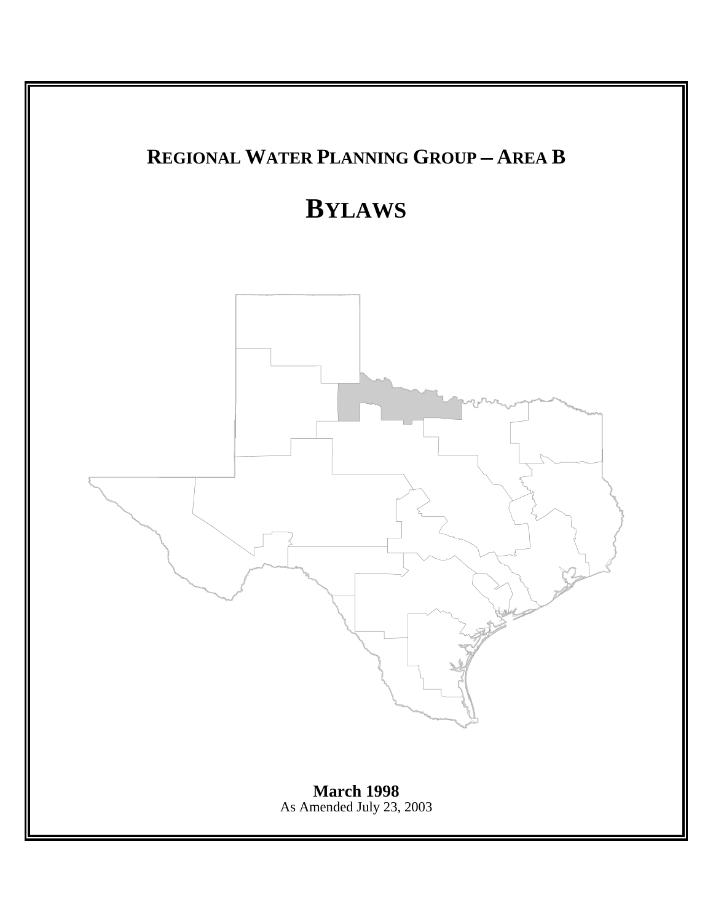# REGIONAL WATER PLANNING GROUP – AREA B

# BYLAWS

**March 1998**
As Amended July 23, 2003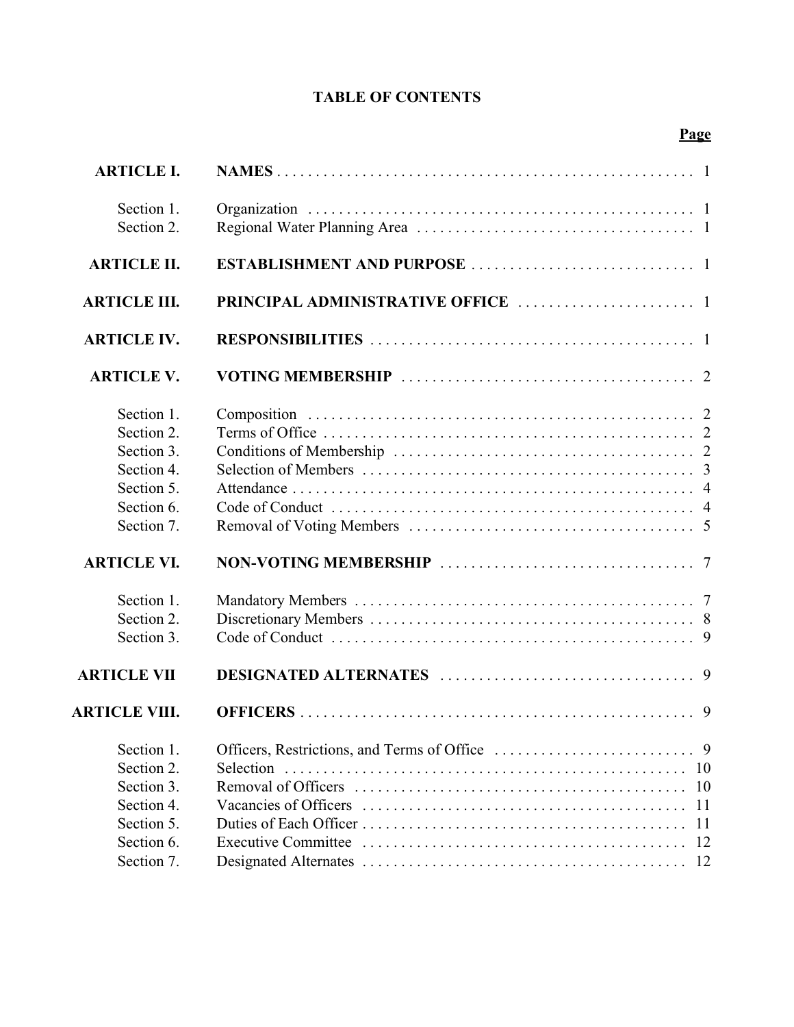# TABLE OF CONTENTS

| | | Page |
|---|---|---|
| **ARTICLE I.** | **NAMES** | 1 |
| Section 1. | Organization | 1 |
| Section 2. | Regional Water Planning Area | 1 |
| **ARTICLE II.** | **ESTABLISHMENT AND PURPOSE** | 1 |
| **ARTICLE III.** | **PRINCIPAL ADMINISTRATIVE OFFICE** | 1 |
| **ARTICLE IV.** | **RESPONSIBILITIES** | 1 |
| **ARTICLE V.** | **VOTING MEMBERSHIP** | 2 |
| Section 1. | Composition | 2 |
| Section 2. | Terms of Office | 2 |
| Section 3. | Conditions of Membership | 2 |
| Section 4. | Selection of Members | 3 |
| Section 5. | Attendance | 4 |
| Section 6. | Code of Conduct | 4 |
| Section 7. | Removal of Voting Members | 5 |
| **ARTICLE VI.** | **NON-VOTING MEMBERSHIP** | 7 |
| Section 1. | Mandatory Members | 7 |
| Section 2. | Discretionary Members | 8 |
| Section 3. | Code of Conduct | 9 |
| **ARTICLE VII** | **DESIGNATED ALTERNATES** | 9 |
| **ARTICLE VIII.** | **OFFICERS** | 9 |
| Section 1. | Officers, Restrictions, and Terms of Office | 9 |
| Section 2. | Selection | 10 |
| Section 3. | Removal of Officers | 10 |
| Section 4. | Vacancies of Officers | 11 |
| Section 5. | Duties of Each Officer | 11 |
| Section 6. | Executive Committee | 12 |
| Section 7. | Designated Alternates | 12 |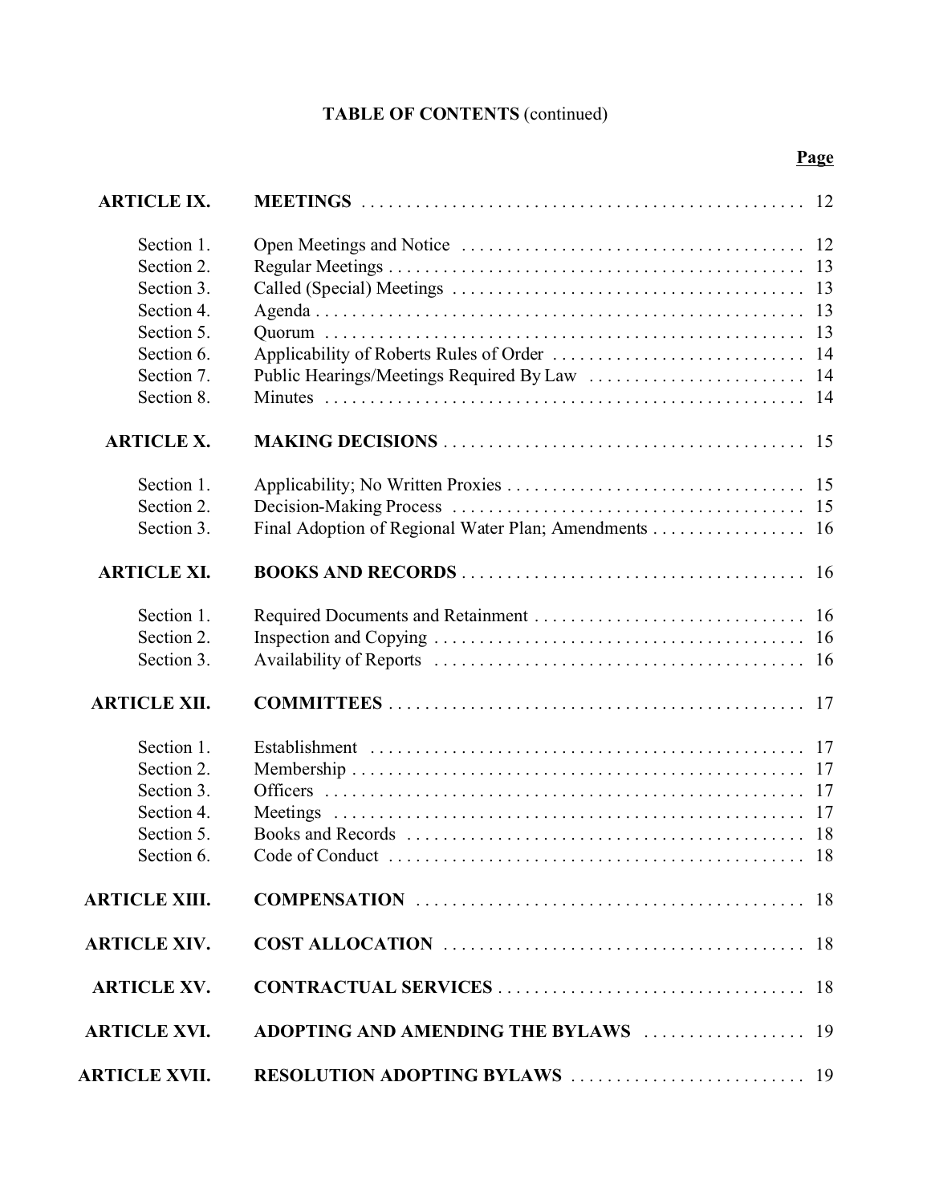**TABLE OF CONTENTS** (continued)

| | | **Page** |
|---|---|---|
| **ARTICLE IX.** | **MEETINGS** | 12 |
| Section 1. | Open Meetings and Notice | 12 |
| Section 2. | Regular Meetings | 13 |
| Section 3. | Called (Special) Meetings | 13 |
| Section 4. | Agenda | 13 |
| Section 5. | Quorum | 13 |
| Section 6. | Applicability of Roberts Rules of Order | 14 |
| Section 7. | Public Hearings/Meetings Required By Law | 14 |
| Section 8. | Minutes | 14 |
| **ARTICLE X.** | **MAKING DECISIONS** | 15 |
| Section 1. | Applicability; No Written Proxies | 15 |
| Section 2. | Decision-Making Process | 15 |
| Section 3. | Final Adoption of Regional Water Plan; Amendments | 16 |
| **ARTICLE XI.** | **BOOKS AND RECORDS** | 16 |
| Section 1. | Required Documents and Retainment | 16 |
| Section 2. | Inspection and Copying | 16 |
| Section 3. | Availability of Reports | 16 |
| **ARTICLE XII.** | **COMMITTEES** | 17 |
| Section 1. | Establishment | 17 |
| Section 2. | Membership | 17 |
| Section 3. | Officers | 17 |
| Section 4. | Meetings | 17 |
| Section 5. | Books and Records | 18 |
| Section 6. | Code of Conduct | 18 |
| **ARTICLE XIII.** | **COMPENSATION** | 18 |
| **ARTICLE XIV.** | **COST ALLOCATION** | 18 |
| **ARTICLE XV.** | **CONTRACTUAL SERVICES** | 18 |
| **ARTICLE XVI.** | **ADOPTING AND AMENDING THE BYLAWS** | 19 |
| **ARTICLE XVII.** | **RESOLUTION ADOPTING BYLAWS** | 19 |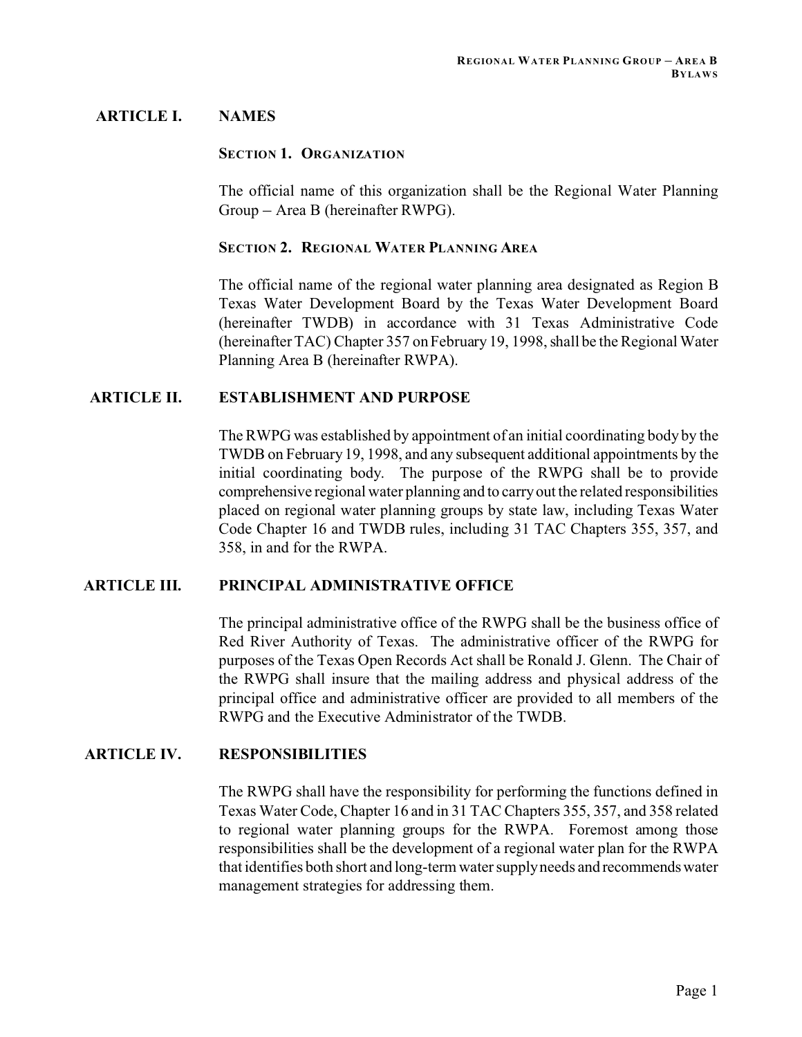## ARTICLE I. NAMES

### SECTION 1. ORGANIZATION

The official name of this organization shall be the Regional Water Planning Group – Area B (hereinafter RWPG).

### SECTION 2. REGIONAL WATER PLANNING AREA

The official name of the regional water planning area designated as Region B Texas Water Development Board by the Texas Water Development Board (hereinafter TWDB) in accordance with 31 Texas Administrative Code (hereinafter TAC) Chapter 357 on February 19, 1998, shall be the Regional Water Planning Area B (hereinafter RWPA).

## ARTICLE II. ESTABLISHMENT AND PURPOSE

The RWPG was established by appointment of an initial coordinating body by the TWDB on February 19, 1998, and any subsequent additional appointments by the initial coordinating body. The purpose of the RWPG shall be to provide comprehensive regional water planning and to carry out the related responsibilities placed on regional water planning groups by state law, including Texas Water Code Chapter 16 and TWDB rules, including 31 TAC Chapters 355, 357, and 358, in and for the RWPA.

## ARTICLE III. PRINCIPAL ADMINISTRATIVE OFFICE

The principal administrative office of the RWPG shall be the business office of Red River Authority of Texas. The administrative officer of the RWPG for purposes of the Texas Open Records Act shall be Ronald J. Glenn. The Chair of the RWPG shall insure that the mailing address and physical address of the principal office and administrative officer are provided to all members of the RWPG and the Executive Administrator of the TWDB.

## ARTICLE IV. RESPONSIBILITIES

The RWPG shall have the responsibility for performing the functions defined in Texas Water Code, Chapter 16 and in 31 TAC Chapters 355, 357, and 358 related to regional water planning groups for the RWPA. Foremost among those responsibilities shall be the development of a regional water plan for the RWPA that identifies both short and long-term water supply needs and recommends water management strategies for addressing them.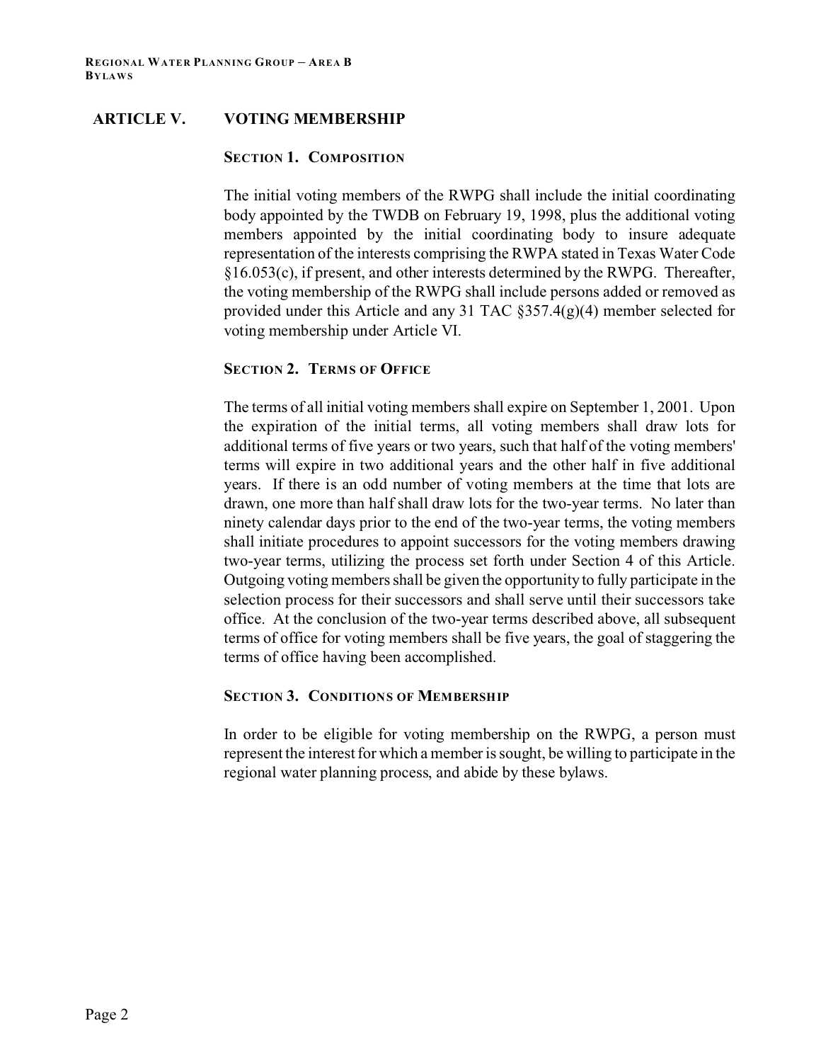## ARTICLE V. VOTING MEMBERSHIP

### SECTION 1. COMPOSITION

The initial voting members of the RWPG shall include the initial coordinating body appointed by the TWDB on February 19, 1998, plus the additional voting members appointed by the initial coordinating body to insure adequate representation of the interests comprising the RWPA stated in Texas Water Code §16.053(c), if present, and other interests determined by the RWPG. Thereafter, the voting membership of the RWPG shall include persons added or removed as provided under this Article and any 31 TAC §357.4(g)(4) member selected for voting membership under Article VI.

### SECTION 2. TERMS OF OFFICE

The terms of all initial voting members shall expire on September 1, 2001. Upon the expiration of the initial terms, all voting members shall draw lots for additional terms of five years or two years, such that half of the voting members' terms will expire in two additional years and the other half in five additional years. If there is an odd number of voting members at the time that lots are drawn, one more than half shall draw lots for the two-year terms. No later than ninety calendar days prior to the end of the two-year terms, the voting members shall initiate procedures to appoint successors for the voting members drawing two-year terms, utilizing the process set forth under Section 4 of this Article. Outgoing voting members shall be given the opportunity to fully participate in the selection process for their successors and shall serve until their successors take office. At the conclusion of the two-year terms described above, all subsequent terms of office for voting members shall be five years, the goal of staggering the terms of office having been accomplished.

### SECTION 3. CONDITIONS OF MEMBERSHIP

In order to be eligible for voting membership on the RWPG, a person must represent the interest for which a member is sought, be willing to participate in the regional water planning process, and abide by these bylaws.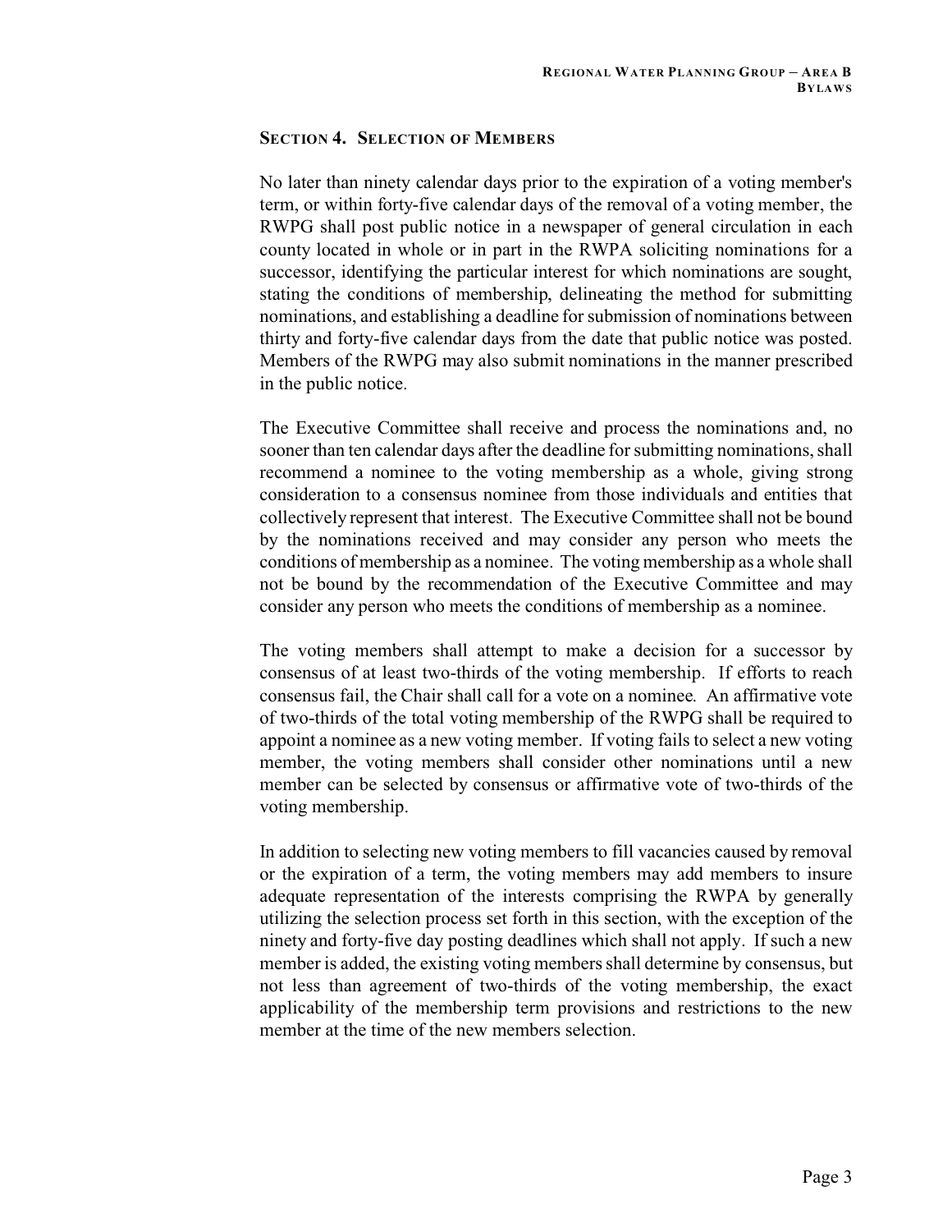## SECTION 4. SELECTION OF MEMBERS

No later than ninety calendar days prior to the expiration of a voting member's term, or within forty-five calendar days of the removal of a voting member, the RWPG shall post public notice in a newspaper of general circulation in each county located in whole or in part in the RWPA soliciting nominations for a successor, identifying the particular interest for which nominations are sought, stating the conditions of membership, delineating the method for submitting nominations, and establishing a deadline for submission of nominations between thirty and forty-five calendar days from the date that public notice was posted. Members of the RWPG may also submit nominations in the manner prescribed in the public notice.

The Executive Committee shall receive and process the nominations and, no sooner than ten calendar days after the deadline for submitting nominations, shall recommend a nominee to the voting membership as a whole, giving strong consideration to a consensus nominee from those individuals and entities that collectively represent that interest. The Executive Committee shall not be bound by the nominations received and may consider any person who meets the conditions of membership as a nominee. The voting membership as a whole shall not be bound by the recommendation of the Executive Committee and may consider any person who meets the conditions of membership as a nominee.

The voting members shall attempt to make a decision for a successor by consensus of at least two-thirds of the voting membership. If efforts to reach consensus fail, the Chair shall call for a vote on a nominee. An affirmative vote of two-thirds of the total voting membership of the RWPG shall be required to appoint a nominee as a new voting member. If voting fails to select a new voting member, the voting members shall consider other nominations until a new member can be selected by consensus or affirmative vote of two-thirds of the voting membership.

In addition to selecting new voting members to fill vacancies caused by removal or the expiration of a term, the voting members may add members to insure adequate representation of the interests comprising the RWPA by generally utilizing the selection process set forth in this section, with the exception of the ninety and forty-five day posting deadlines which shall not apply. If such a new member is added, the existing voting members shall determine by consensus, but not less than agreement of two-thirds of the voting membership, the exact applicability of the membership term provisions and restrictions to the new member at the time of the new members selection.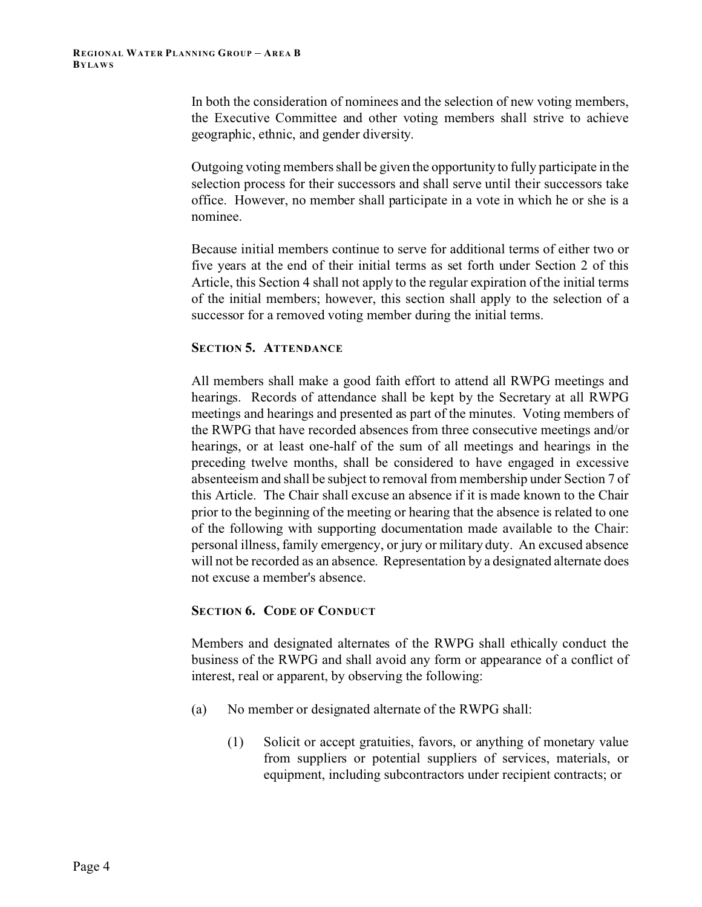In both the consideration of nominees and the selection of new voting members, the Executive Committee and other voting members shall strive to achieve geographic, ethnic, and gender diversity.

Outgoing voting members shall be given the opportunity to fully participate in the selection process for their successors and shall serve until their successors take office. However, no member shall participate in a vote in which he or she is a nominee.

Because initial members continue to serve for additional terms of either two or five years at the end of their initial terms as set forth under Section 2 of this Article, this Section 4 shall not apply to the regular expiration of the initial terms of the initial members; however, this section shall apply to the selection of a successor for a removed voting member during the initial terms.

### SECTION 5. ATTENDANCE

All members shall make a good faith effort to attend all RWPG meetings and hearings. Records of attendance shall be kept by the Secretary at all RWPG meetings and hearings and presented as part of the minutes. Voting members of the RWPG that have recorded absences from three consecutive meetings and/or hearings, or at least one-half of the sum of all meetings and hearings in the preceding twelve months, shall be considered to have engaged in excessive absenteeism and shall be subject to removal from membership under Section 7 of this Article. The Chair shall excuse an absence if it is made known to the Chair prior to the beginning of the meeting or hearing that the absence is related to one of the following with supporting documentation made available to the Chair: personal illness, family emergency, or jury or military duty. An excused absence will not be recorded as an absence. Representation by a designated alternate does not excuse a member's absence.

### SECTION 6. CODE OF CONDUCT

Members and designated alternates of the RWPG shall ethically conduct the business of the RWPG and shall avoid any form or appearance of a conflict of interest, real or apparent, by observing the following:

(a) No member or designated alternate of the RWPG shall:

  (1) Solicit or accept gratuities, favors, or anything of monetary value from suppliers or potential suppliers of services, materials, or equipment, including subcontractors under recipient contracts; or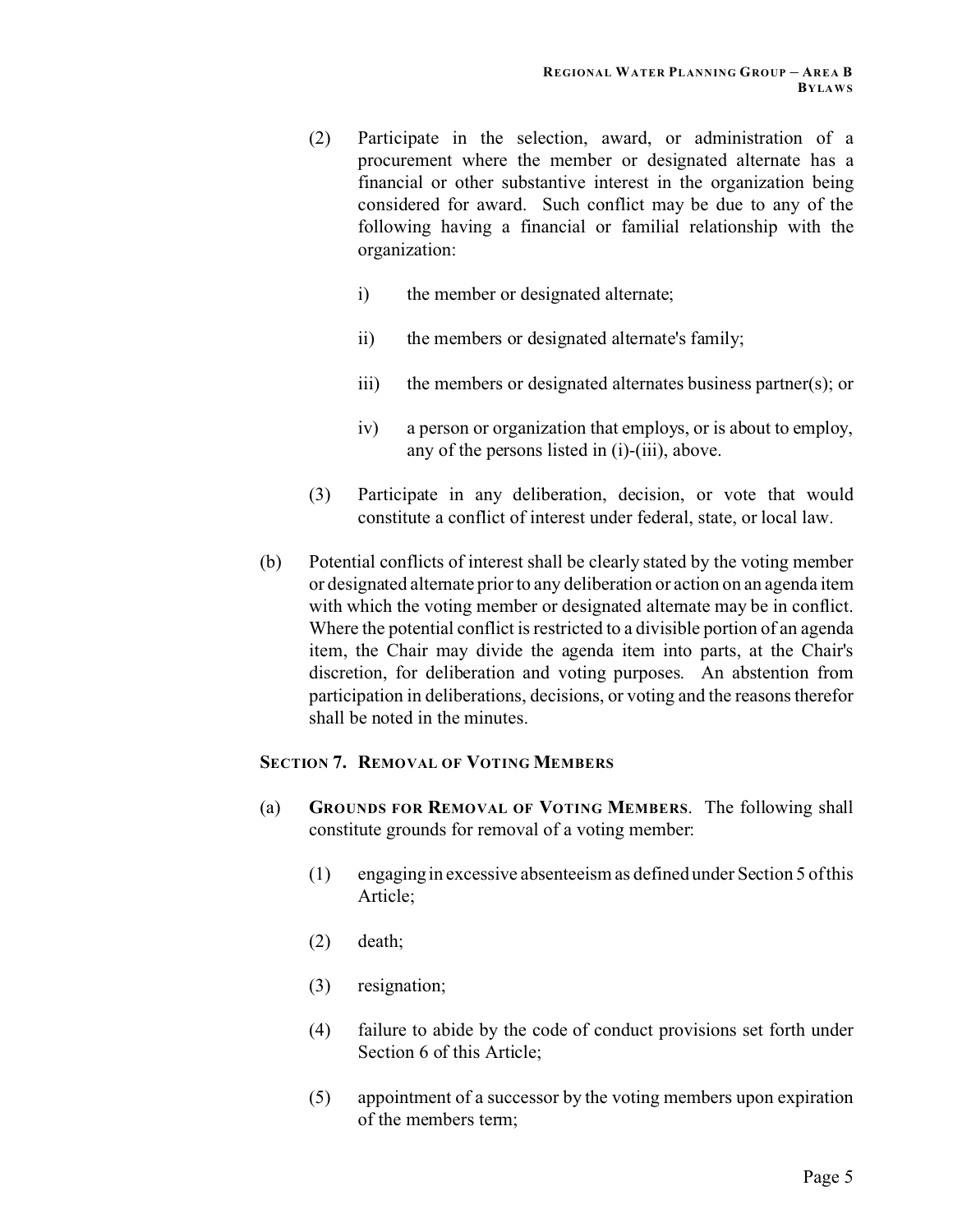(2) Participate in the selection, award, or administration of a procurement where the member or designated alternate has a financial or other substantive interest in the organization being considered for award. Such conflict may be due to any of the following having a financial or familial relationship with the organization:

i) the member or designated alternate;

ii) the members or designated alternate's family;

iii) the members or designated alternates business partner(s); or

iv) a person or organization that employs, or is about to employ, any of the persons listed in (i)-(iii), above.

(3) Participate in any deliberation, decision, or vote that would constitute a conflict of interest under federal, state, or local law.

(b) Potential conflicts of interest shall be clearly stated by the voting member or designated alternate prior to any deliberation or action on an agenda item with which the voting member or designated alternate may be in conflict. Where the potential conflict is restricted to a divisible portion of an agenda item, the Chair may divide the agenda item into parts, at the Chair's discretion, for deliberation and voting purposes. An abstention from participation in deliberations, decisions, or voting and the reasons therefor shall be noted in the minutes.

## SECTION 7. REMOVAL OF VOTING MEMBERS

(a) **GROUNDS FOR REMOVAL OF VOTING MEMBERS**. The following shall constitute grounds for removal of a voting member:

(1) engaging in excessive absenteeism as defined under Section 5 of this Article;

(2) death;

(3) resignation;

(4) failure to abide by the code of conduct provisions set forth under Section 6 of this Article;

(5) appointment of a successor by the voting members upon expiration of the members term;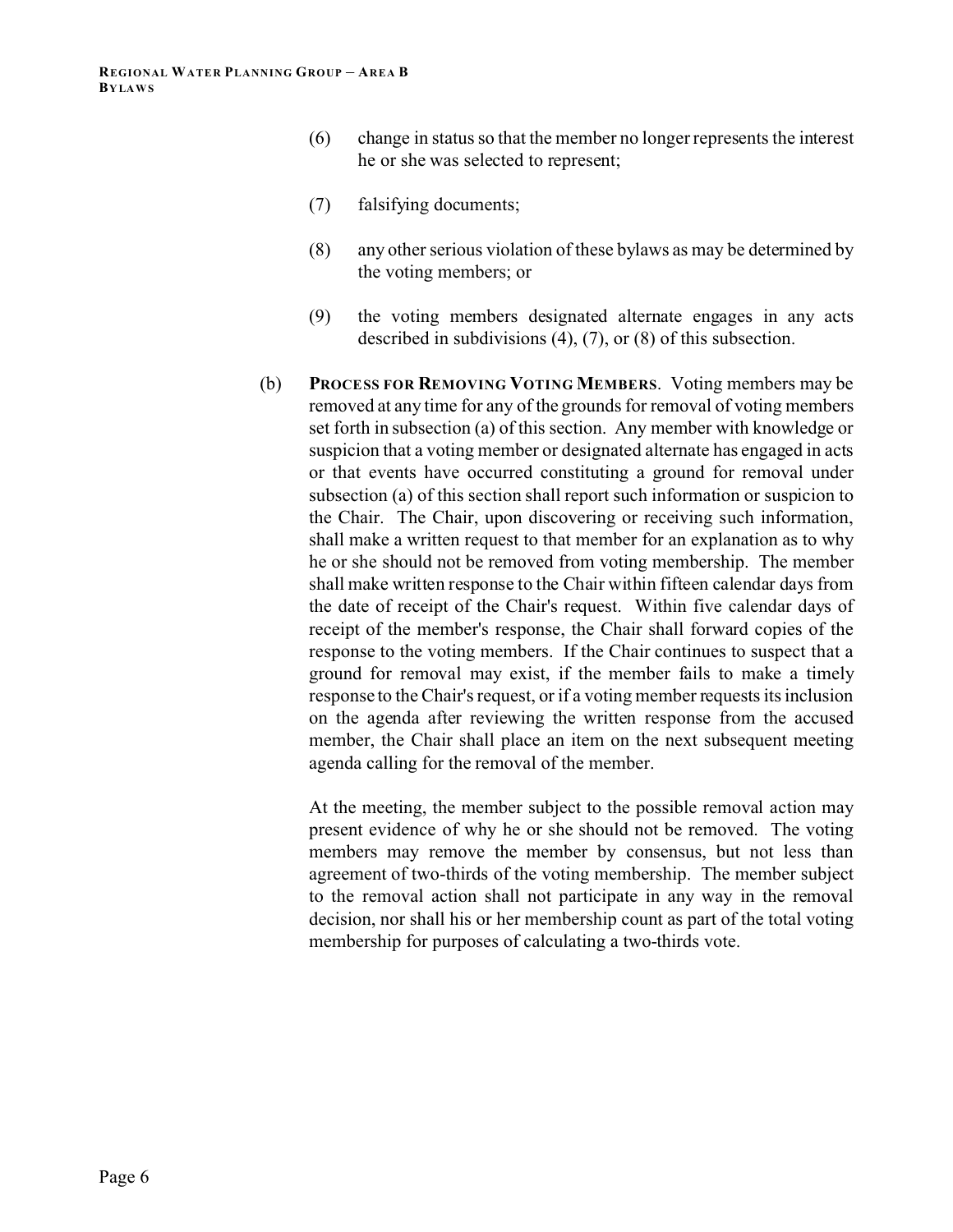(6) change in status so that the member no longer represents the interest he or she was selected to represent;

(7) falsifying documents;

(8) any other serious violation of these bylaws as may be determined by the voting members; or

(9) the voting members designated alternate engages in any acts described in subdivisions (4), (7), or (8) of this subsection.

(b) **PROCESS FOR REMOVING VOTING MEMBERS**. Voting members may be removed at any time for any of the grounds for removal of voting members set forth in subsection (a) of this section. Any member with knowledge or suspicion that a voting member or designated alternate has engaged in acts or that events have occurred constituting a ground for removal under subsection (a) of this section shall report such information or suspicion to the Chair. The Chair, upon discovering or receiving such information, shall make a written request to that member for an explanation as to why he or she should not be removed from voting membership. The member shall make written response to the Chair within fifteen calendar days from the date of receipt of the Chair's request. Within five calendar days of receipt of the member's response, the Chair shall forward copies of the response to the voting members. If the Chair continues to suspect that a ground for removal may exist, if the member fails to make a timely response to the Chair's request, or if a voting member requests its inclusion on the agenda after reviewing the written response from the accused member, the Chair shall place an item on the next subsequent meeting agenda calling for the removal of the member.

At the meeting, the member subject to the possible removal action may present evidence of why he or she should not be removed. The voting members may remove the member by consensus, but not less than agreement of two-thirds of the voting membership. The member subject to the removal action shall not participate in any way in the removal decision, nor shall his or her membership count as part of the total voting membership for purposes of calculating a two-thirds vote.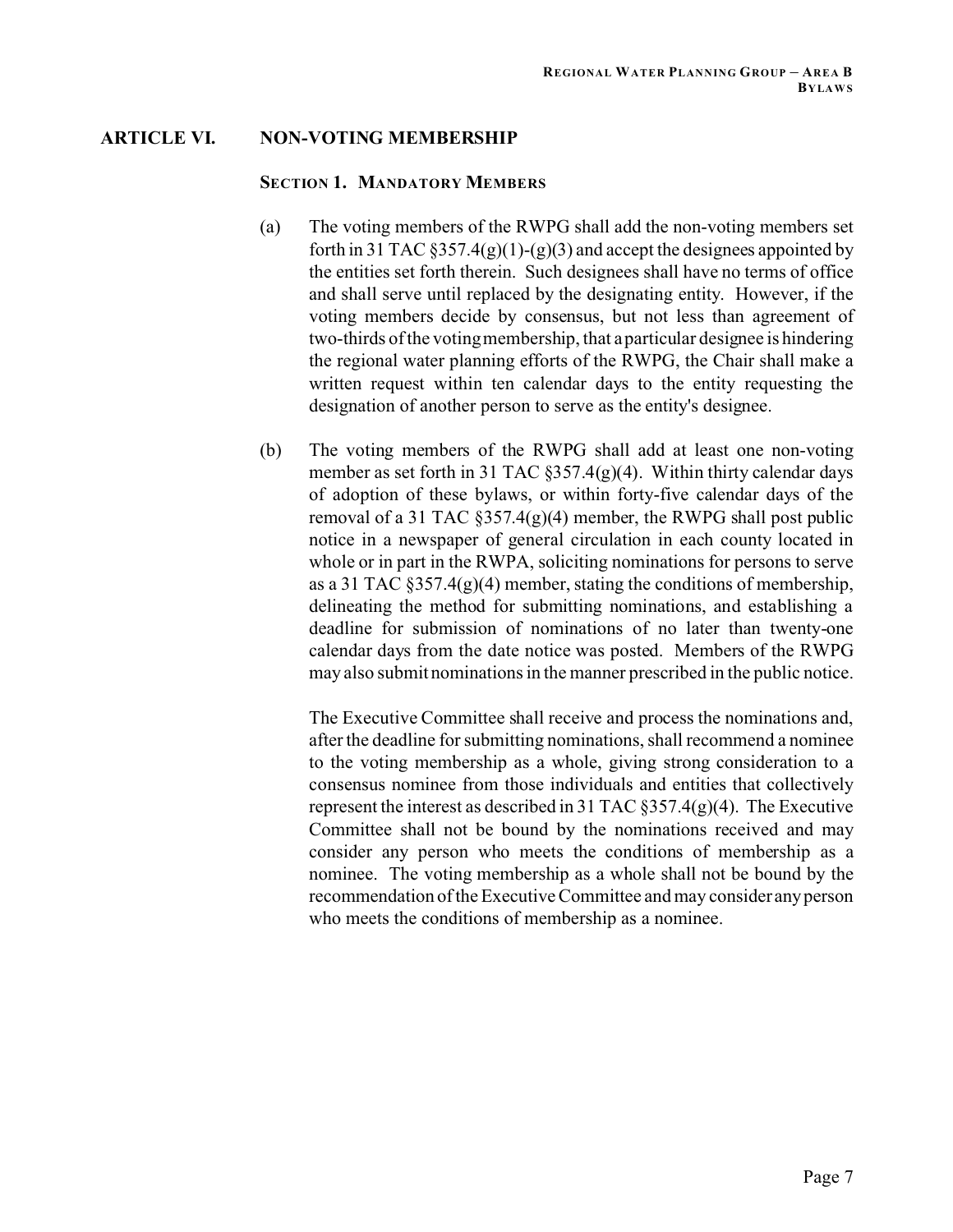## ARTICLE VI. NON-VOTING MEMBERSHIP

### SECTION 1. MANDATORY MEMBERS

(a) The voting members of the RWPG shall add the non-voting members set forth in 31 TAC §357.4(g)(1)-(g)(3) and accept the designees appointed by the entities set forth therein. Such designees shall have no terms of office and shall serve until replaced by the designating entity. However, if the voting members decide by consensus, but not less than agreement of two-thirds of the voting membership, that a particular designee is hindering the regional water planning efforts of the RWPG, the Chair shall make a written request within ten calendar days to the entity requesting the designation of another person to serve as the entity's designee.

(b) The voting members of the RWPG shall add at least one non-voting member as set forth in 31 TAC §357.4(g)(4). Within thirty calendar days of adoption of these bylaws, or within forty-five calendar days of the removal of a 31 TAC §357.4(g)(4) member, the RWPG shall post public notice in a newspaper of general circulation in each county located in whole or in part in the RWPA, soliciting nominations for persons to serve as a 31 TAC §357.4(g)(4) member, stating the conditions of membership, delineating the method for submitting nominations, and establishing a deadline for submission of nominations of no later than twenty-one calendar days from the date notice was posted. Members of the RWPG may also submit nominations in the manner prescribed in the public notice.

The Executive Committee shall receive and process the nominations and, after the deadline for submitting nominations, shall recommend a nominee to the voting membership as a whole, giving strong consideration to a consensus nominee from those individuals and entities that collectively represent the interest as described in 31 TAC §357.4(g)(4). The Executive Committee shall not be bound by the nominations received and may consider any person who meets the conditions of membership as a nominee. The voting membership as a whole shall not be bound by the recommendation of the Executive Committee and may consider any person who meets the conditions of membership as a nominee.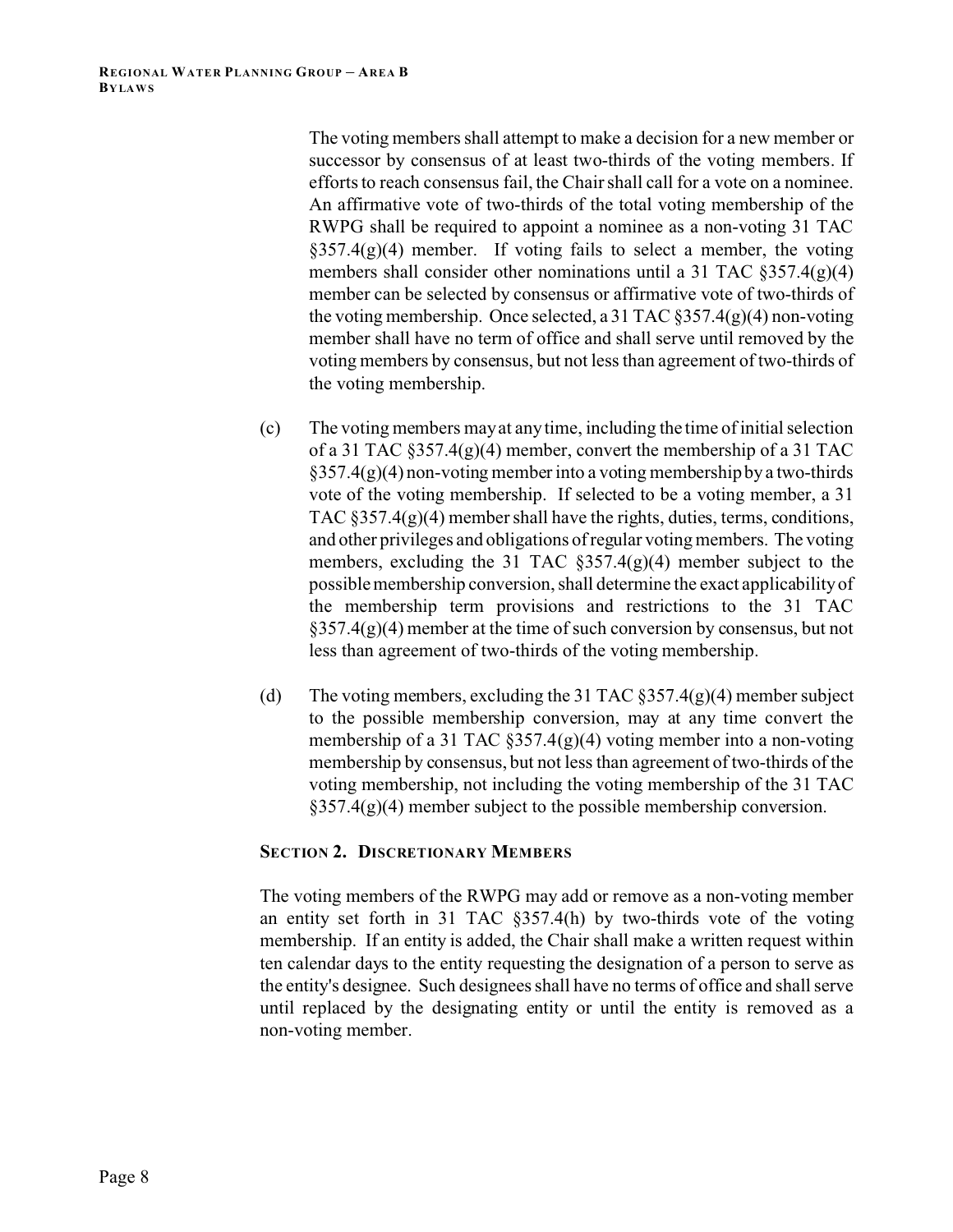The voting members shall attempt to make a decision for a new member or successor by consensus of at least two-thirds of the voting members. If efforts to reach consensus fail, the Chair shall call for a vote on a nominee. An affirmative vote of two-thirds of the total voting membership of the RWPG shall be required to appoint a nominee as a non-voting 31 TAC §357.4(g)(4) member. If voting fails to select a member, the voting members shall consider other nominations until a 31 TAC §357.4(g)(4) member can be selected by consensus or affirmative vote of two-thirds of the voting membership. Once selected, a 31 TAC §357.4(g)(4) non-voting member shall have no term of office and shall serve until removed by the voting members by consensus, but not less than agreement of two-thirds of the voting membership.

(c) The voting members may at any time, including the time of initial selection of a 31 TAC §357.4(g)(4) member, convert the membership of a 31 TAC §357.4(g)(4) non-voting member into a voting membership by a two-thirds vote of the voting membership. If selected to be a voting member, a 31 TAC §357.4(g)(4) member shall have the rights, duties, terms, conditions, and other privileges and obligations of regular voting members. The voting members, excluding the 31 TAC §357.4(g)(4) member subject to the possible membership conversion, shall determine the exact applicability of the membership term provisions and restrictions to the 31 TAC §357.4(g)(4) member at the time of such conversion by consensus, but not less than agreement of two-thirds of the voting membership.

(d) The voting members, excluding the 31 TAC §357.4(g)(4) member subject to the possible membership conversion, may at any time convert the membership of a 31 TAC §357.4(g)(4) voting member into a non-voting membership by consensus, but not less than agreement of two-thirds of the voting membership, not including the voting membership of the 31 TAC §357.4(g)(4) member subject to the possible membership conversion.

### Section 2. Discretionary Members

The voting members of the RWPG may add or remove as a non-voting member an entity set forth in 31 TAC §357.4(h) by two-thirds vote of the voting membership. If an entity is added, the Chair shall make a written request within ten calendar days to the entity requesting the designation of a person to serve as the entity's designee. Such designees shall have no terms of office and shall serve until replaced by the designating entity or until the entity is removed as a non-voting member.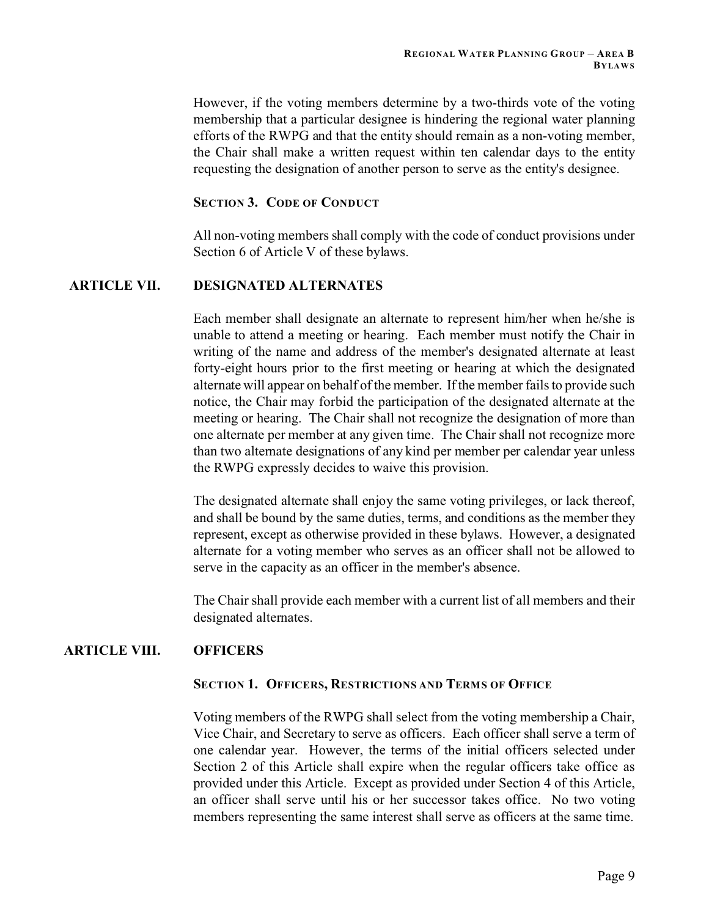However, if the voting members determine by a two-thirds vote of the voting membership that a particular designee is hindering the regional water planning efforts of the RWPG and that the entity should remain as a non-voting member, the Chair shall make a written request within ten calendar days to the entity requesting the designation of another person to serve as the entity's designee.

### SECTION 3. CODE OF CONDUCT

All non-voting members shall comply with the code of conduct provisions under Section 6 of Article V of these bylaws.

## ARTICLE VII. DESIGNATED ALTERNATES

Each member shall designate an alternate to represent him/her when he/she is unable to attend a meeting or hearing. Each member must notify the Chair in writing of the name and address of the member's designated alternate at least forty-eight hours prior to the first meeting or hearing at which the designated alternate will appear on behalf of the member. If the member fails to provide such notice, the Chair may forbid the participation of the designated alternate at the meeting or hearing. The Chair shall not recognize the designation of more than one alternate per member at any given time. The Chair shall not recognize more than two alternate designations of any kind per member per calendar year unless the RWPG expressly decides to waive this provision.

The designated alternate shall enjoy the same voting privileges, or lack thereof, and shall be bound by the same duties, terms, and conditions as the member they represent, except as otherwise provided in these bylaws. However, a designated alternate for a voting member who serves as an officer shall not be allowed to serve in the capacity as an officer in the member's absence.

The Chair shall provide each member with a current list of all members and their designated alternates.

## ARTICLE VIII. OFFICERS

### SECTION 1. OFFICERS, RESTRICTIONS AND TERMS OF OFFICE

Voting members of the RWPG shall select from the voting membership a Chair, Vice Chair, and Secretary to serve as officers. Each officer shall serve a term of one calendar year. However, the terms of the initial officers selected under Section 2 of this Article shall expire when the regular officers take office as provided under this Article. Except as provided under Section 4 of this Article, an officer shall serve until his or her successor takes office. No two voting members representing the same interest shall serve as officers at the same time.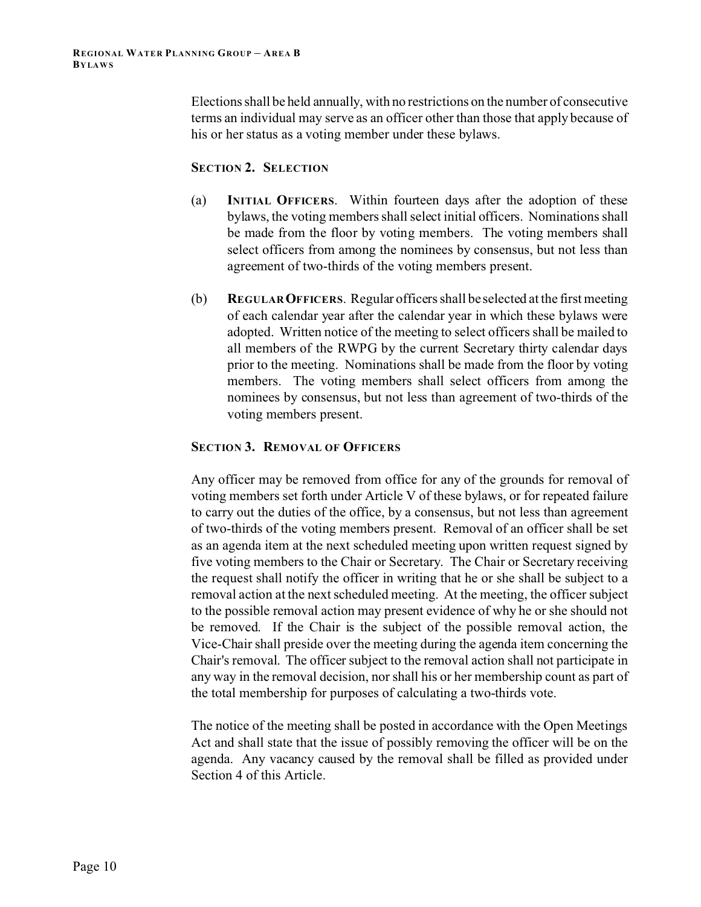Elections shall be held annually, with no restrictions on the number of consecutive terms an individual may serve as an officer other than those that apply because of his or her status as a voting member under these bylaws.

### Section 2. Selection

(a) **Initial Officers**. Within fourteen days after the adoption of these bylaws, the voting members shall select initial officers. Nominations shall be made from the floor by voting members. The voting members shall select officers from among the nominees by consensus, but not less than agreement of two-thirds of the voting members present.

(b) **Regular Officers**. Regular officers shall be selected at the first meeting of each calendar year after the calendar year in which these bylaws were adopted. Written notice of the meeting to select officers shall be mailed to all members of the RWPG by the current Secretary thirty calendar days prior to the meeting. Nominations shall be made from the floor by voting members. The voting members shall select officers from among the nominees by consensus, but not less than agreement of two-thirds of the voting members present.

### Section 3. Removal of Officers

Any officer may be removed from office for any of the grounds for removal of voting members set forth under Article V of these bylaws, or for repeated failure to carry out the duties of the office, by a consensus, but not less than agreement of two-thirds of the voting members present. Removal of an officer shall be set as an agenda item at the next scheduled meeting upon written request signed by five voting members to the Chair or Secretary. The Chair or Secretary receiving the request shall notify the officer in writing that he or she shall be subject to a removal action at the next scheduled meeting. At the meeting, the officer subject to the possible removal action may present evidence of why he or she should not be removed. If the Chair is the subject of the possible removal action, the Vice-Chair shall preside over the meeting during the agenda item concerning the Chair's removal. The officer subject to the removal action shall not participate in any way in the removal decision, nor shall his or her membership count as part of the total membership for purposes of calculating a two-thirds vote.

The notice of the meeting shall be posted in accordance with the Open Meetings Act and shall state that the issue of possibly removing the officer will be on the agenda. Any vacancy caused by the removal shall be filled as provided under Section 4 of this Article.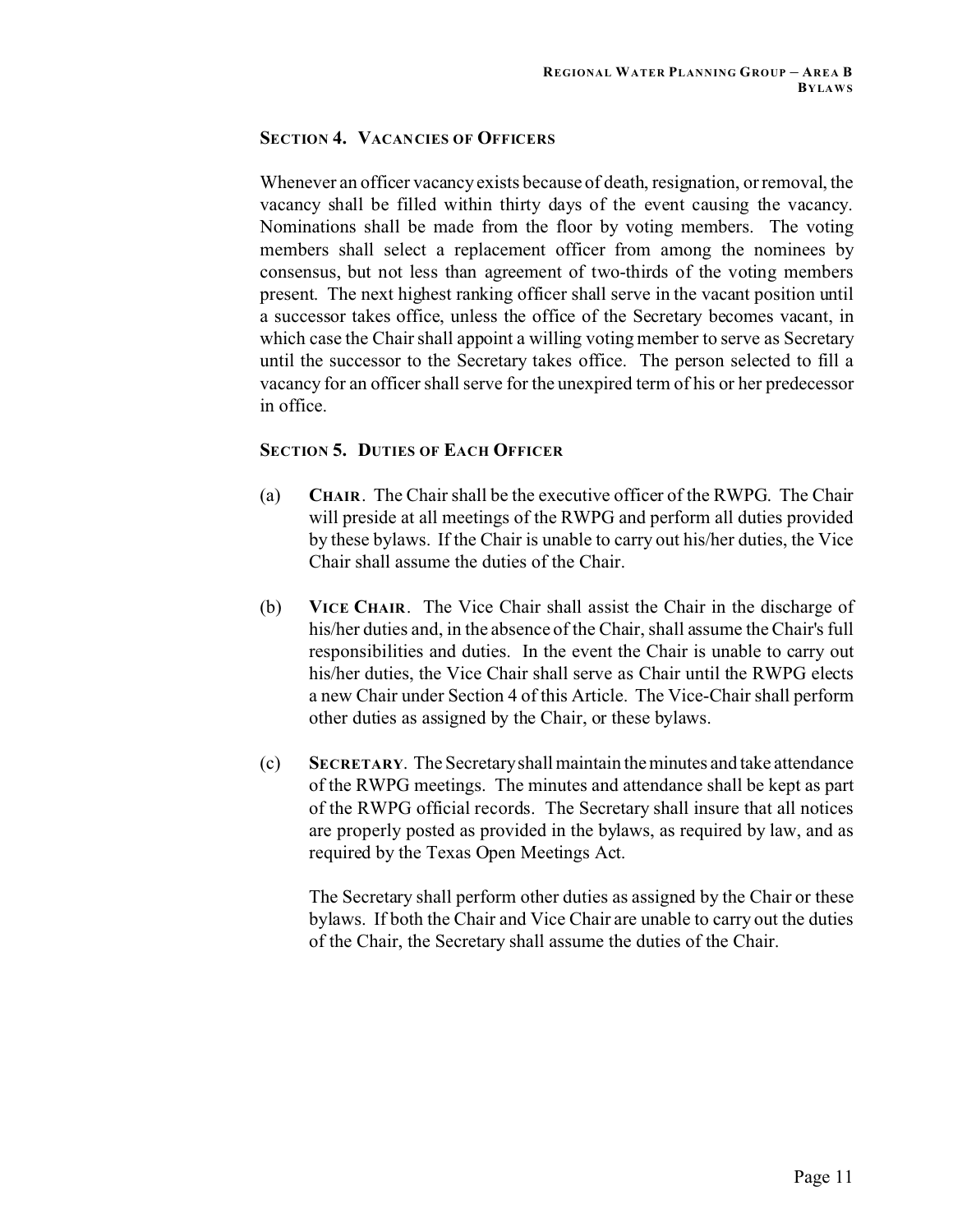### SECTION 4. VACANCIES OF OFFICERS

Whenever an officer vacancy exists because of death, resignation, or removal, the vacancy shall be filled within thirty days of the event causing the vacancy. Nominations shall be made from the floor by voting members. The voting members shall select a replacement officer from among the nominees by consensus, but not less than agreement of two-thirds of the voting members present. The next highest ranking officer shall serve in the vacant position until a successor takes office, unless the office of the Secretary becomes vacant, in which case the Chair shall appoint a willing voting member to serve as Secretary until the successor to the Secretary takes office. The person selected to fill a vacancy for an officer shall serve for the unexpired term of his or her predecessor in office.

### SECTION 5. DUTIES OF EACH OFFICER

(a) **CHAIR**. The Chair shall be the executive officer of the RWPG. The Chair will preside at all meetings of the RWPG and perform all duties provided by these bylaws. If the Chair is unable to carry out his/her duties, the Vice Chair shall assume the duties of the Chair.

(b) **VICE CHAIR**. The Vice Chair shall assist the Chair in the discharge of his/her duties and, in the absence of the Chair, shall assume the Chair's full responsibilities and duties. In the event the Chair is unable to carry out his/her duties, the Vice Chair shall serve as Chair until the RWPG elects a new Chair under Section 4 of this Article. The Vice-Chair shall perform other duties as assigned by the Chair, or these bylaws.

(c) **SECRETARY**. The Secretary shall maintain the minutes and take attendance of the RWPG meetings. The minutes and attendance shall be kept as part of the RWPG official records. The Secretary shall insure that all notices are properly posted as provided in the bylaws, as required by law, and as required by the Texas Open Meetings Act.

The Secretary shall perform other duties as assigned by the Chair or these bylaws. If both the Chair and Vice Chair are unable to carry out the duties of the Chair, the Secretary shall assume the duties of the Chair.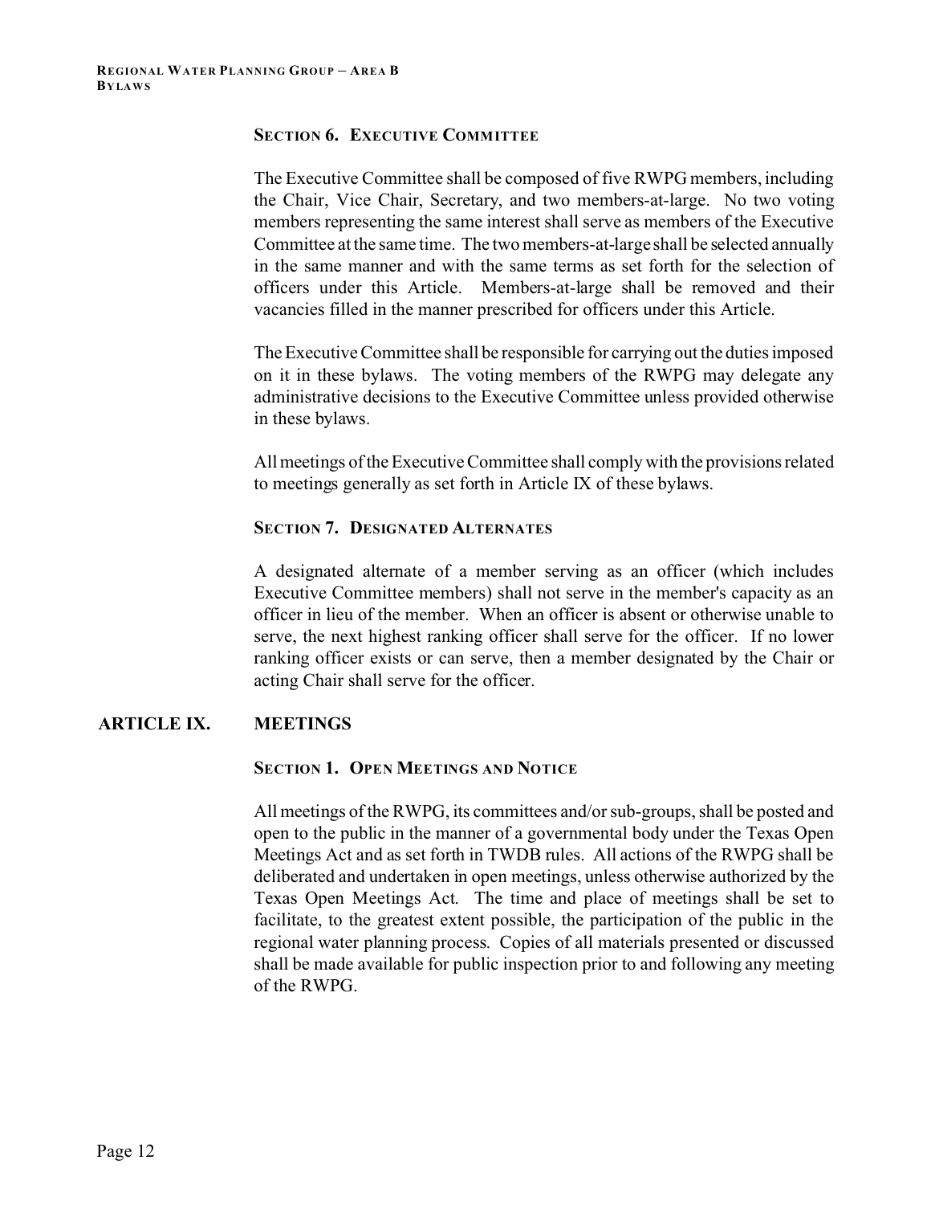### Section 6. Executive Committee

The Executive Committee shall be composed of five RWPG members, including the Chair, Vice Chair, Secretary, and two members-at-large. No two voting members representing the same interest shall serve as members of the Executive Committee at the same time. The two members-at-large shall be selected annually in the same manner and with the same terms as set forth for the selection of officers under this Article. Members-at-large shall be removed and their vacancies filled in the manner prescribed for officers under this Article.

The Executive Committee shall be responsible for carrying out the duties imposed on it in these bylaws. The voting members of the RWPG may delegate any administrative decisions to the Executive Committee unless provided otherwise in these bylaws.

All meetings of the Executive Committee shall comply with the provisions related to meetings generally as set forth in Article IX of these bylaws.

### Section 7. Designated Alternates

A designated alternate of a member serving as an officer (which includes Executive Committee members) shall not serve in the member's capacity as an officer in lieu of the member. When an officer is absent or otherwise unable to serve, the next highest ranking officer shall serve for the officer. If no lower ranking officer exists or can serve, then a member designated by the Chair or acting Chair shall serve for the officer.

## ARTICLE IX. MEETINGS

### Section 1. Open Meetings and Notice

All meetings of the RWPG, its committees and/or sub-groups, shall be posted and open to the public in the manner of a governmental body under the Texas Open Meetings Act and as set forth in TWDB rules. All actions of the RWPG shall be deliberated and undertaken in open meetings, unless otherwise authorized by the Texas Open Meetings Act. The time and place of meetings shall be set to facilitate, to the greatest extent possible, the participation of the public in the regional water planning process. Copies of all materials presented or discussed shall be made available for public inspection prior to and following any meeting of the RWPG.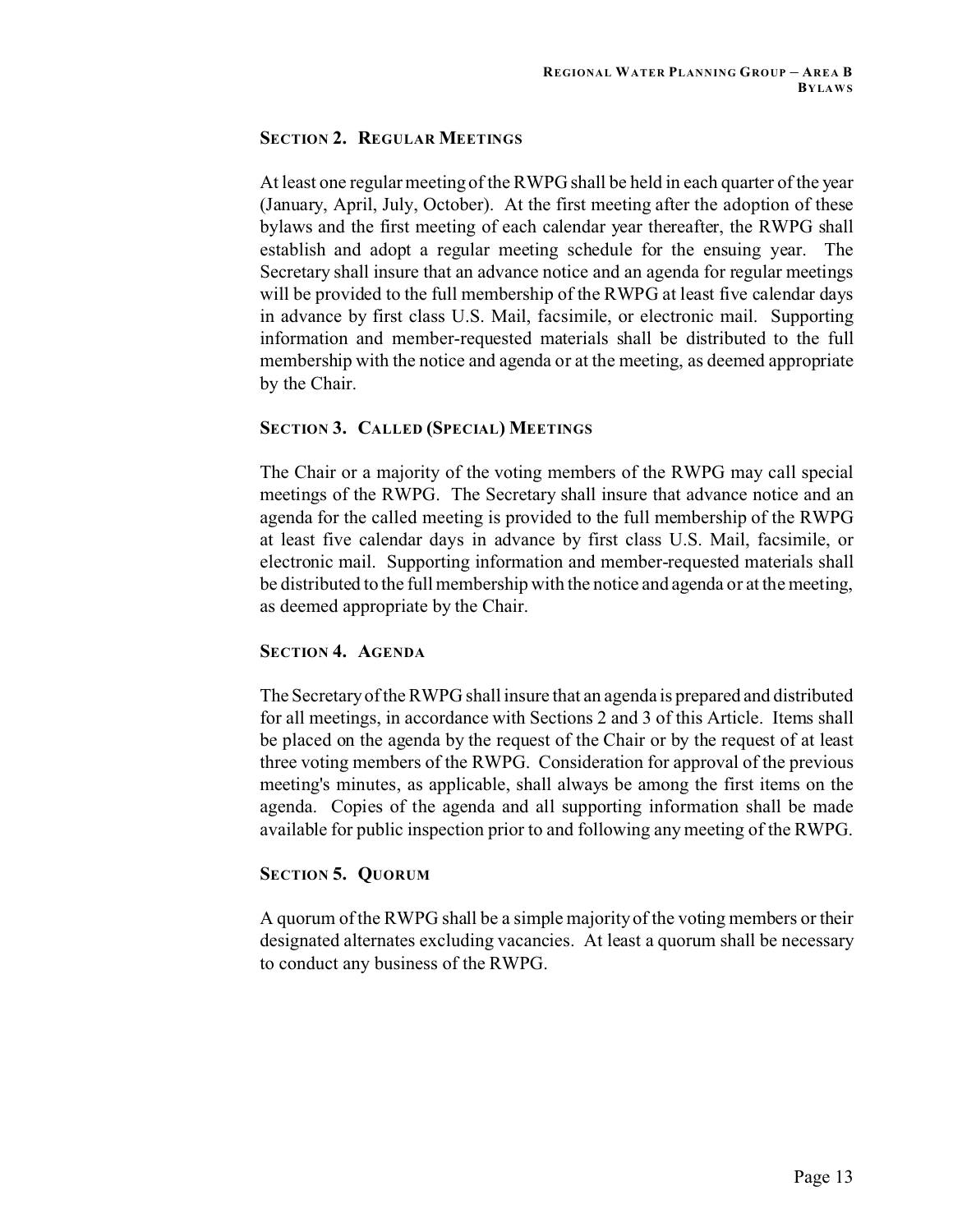### Section 2. Regular Meetings

At least one regular meeting of the RWPG shall be held in each quarter of the year (January, April, July, October). At the first meeting after the adoption of these bylaws and the first meeting of each calendar year thereafter, the RWPG shall establish and adopt a regular meeting schedule for the ensuing year. The Secretary shall insure that an advance notice and an agenda for regular meetings will be provided to the full membership of the RWPG at least five calendar days in advance by first class U.S. Mail, facsimile, or electronic mail. Supporting information and member-requested materials shall be distributed to the full membership with the notice and agenda or at the meeting, as deemed appropriate by the Chair.

### Section 3. Called (Special) Meetings

The Chair or a majority of the voting members of the RWPG may call special meetings of the RWPG. The Secretary shall insure that advance notice and an agenda for the called meeting is provided to the full membership of the RWPG at least five calendar days in advance by first class U.S. Mail, facsimile, or electronic mail. Supporting information and member-requested materials shall be distributed to the full membership with the notice and agenda or at the meeting, as deemed appropriate by the Chair.

### Section 4. Agenda

The Secretary of the RWPG shall insure that an agenda is prepared and distributed for all meetings, in accordance with Sections 2 and 3 of this Article. Items shall be placed on the agenda by the request of the Chair or by the request of at least three voting members of the RWPG. Consideration for approval of the previous meeting's minutes, as applicable, shall always be among the first items on the agenda. Copies of the agenda and all supporting information shall be made available for public inspection prior to and following any meeting of the RWPG.

### Section 5. Quorum

A quorum of the RWPG shall be a simple majority of the voting members or their designated alternates excluding vacancies. At least a quorum shall be necessary to conduct any business of the RWPG.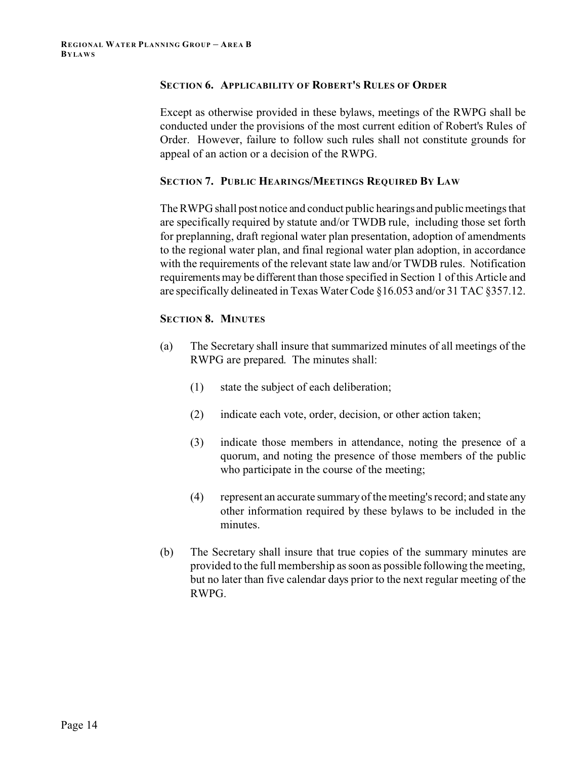### SECTION 6. APPLICABILITY OF ROBERT'S RULES OF ORDER

Except as otherwise provided in these bylaws, meetings of the RWPG shall be conducted under the provisions of the most current edition of Robert's Rules of Order. However, failure to follow such rules shall not constitute grounds for appeal of an action or a decision of the RWPG.

### SECTION 7. PUBLIC HEARINGS/MEETINGS REQUIRED BY LAW

The RWPG shall post notice and conduct public hearings and public meetings that are specifically required by statute and/or TWDB rule, including those set forth for preplanning, draft regional water plan presentation, adoption of amendments to the regional water plan, and final regional water plan adoption, in accordance with the requirements of the relevant state law and/or TWDB rules. Notification requirements may be different than those specified in Section 1 of this Article and are specifically delineated in Texas Water Code §16.053 and/or 31 TAC §357.12.

### SECTION 8. MINUTES

(a) The Secretary shall insure that summarized minutes of all meetings of the RWPG are prepared. The minutes shall:

   (1) state the subject of each deliberation;

   (2) indicate each vote, order, decision, or other action taken;

   (3) indicate those members in attendance, noting the presence of a quorum, and noting the presence of those members of the public who participate in the course of the meeting;

   (4) represent an accurate summary of the meeting's record; and state any other information required by these bylaws to be included in the minutes.

(b) The Secretary shall insure that true copies of the summary minutes are provided to the full membership as soon as possible following the meeting, but no later than five calendar days prior to the next regular meeting of the RWPG.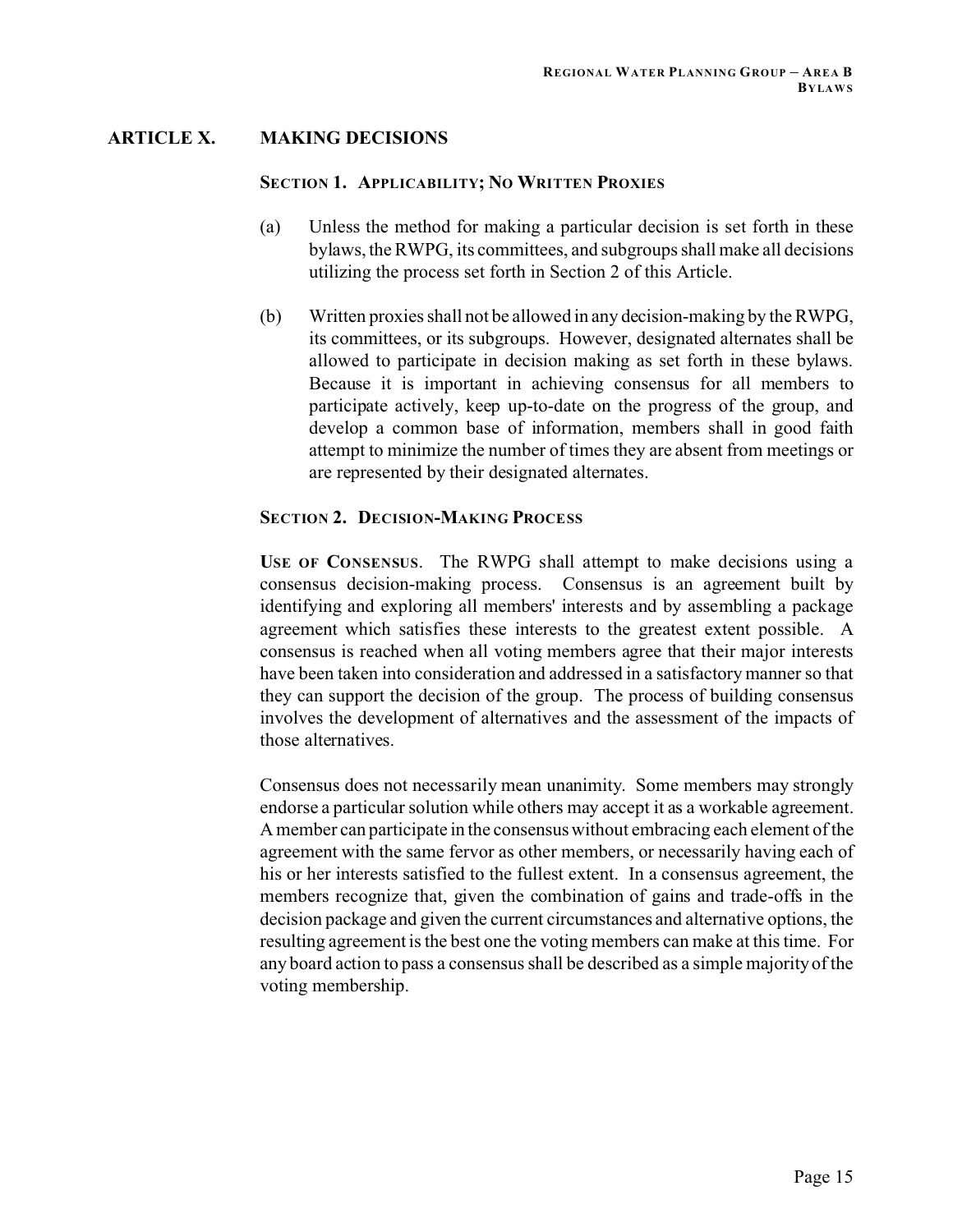## ARTICLE X. MAKING DECISIONS

### SECTION 1. APPLICABILITY; NO WRITTEN PROXIES

(a) Unless the method for making a particular decision is set forth in these bylaws, the RWPG, its committees, and subgroups shall make all decisions utilizing the process set forth in Section 2 of this Article.

(b) Written proxies shall not be allowed in any decision-making by the RWPG, its committees, or its subgroups. However, designated alternates shall be allowed to participate in decision making as set forth in these bylaws. Because it is important in achieving consensus for all members to participate actively, keep up-to-date on the progress of the group, and develop a common base of information, members shall in good faith attempt to minimize the number of times they are absent from meetings or are represented by their designated alternates.

### SECTION 2. DECISION-MAKING PROCESS

**USE OF CONSENSUS**. The RWPG shall attempt to make decisions using a consensus decision-making process. Consensus is an agreement built by identifying and exploring all members' interests and by assembling a package agreement which satisfies these interests to the greatest extent possible. A consensus is reached when all voting members agree that their major interests have been taken into consideration and addressed in a satisfactory manner so that they can support the decision of the group. The process of building consensus involves the development of alternatives and the assessment of the impacts of those alternatives.

Consensus does not necessarily mean unanimity. Some members may strongly endorse a particular solution while others may accept it as a workable agreement. A member can participate in the consensus without embracing each element of the agreement with the same fervor as other members, or necessarily having each of his or her interests satisfied to the fullest extent. In a consensus agreement, the members recognize that, given the combination of gains and trade-offs in the decision package and given the current circumstances and alternative options, the resulting agreement is the best one the voting members can make at this time. For any board action to pass a consensus shall be described as a simple majority of the voting membership.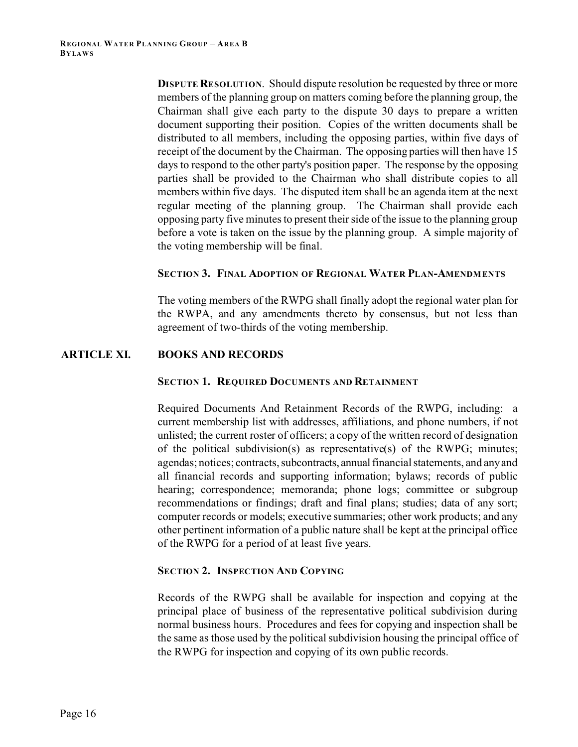**DISPUTE RESOLUTION**. Should dispute resolution be requested by three or more members of the planning group on matters coming before the planning group, the Chairman shall give each party to the dispute 30 days to prepare a written document supporting their position. Copies of the written documents shall be distributed to all members, including the opposing parties, within five days of receipt of the document by the Chairman. The opposing parties will then have 15 days to respond to the other party's position paper. The response by the opposing parties shall be provided to the Chairman who shall distribute copies to all members within five days. The disputed item shall be an agenda item at the next regular meeting of the planning group. The Chairman shall provide each opposing party five minutes to present their side of the issue to the planning group before a vote is taken on the issue by the planning group. A simple majority of the voting membership will be final.

### SECTION 3. FINAL ADOPTION OF REGIONAL WATER PLAN-AMENDMENTS

The voting members of the RWPG shall finally adopt the regional water plan for the RWPA, and any amendments thereto by consensus, but not less than agreement of two-thirds of the voting membership.

## ARTICLE XI. BOOKS AND RECORDS

### SECTION 1. REQUIRED DOCUMENTS AND RETAINMENT

Required Documents And Retainment Records of the RWPG, including: a current membership list with addresses, affiliations, and phone numbers, if not unlisted; the current roster of officers; a copy of the written record of designation of the political subdivision(s) as representative(s) of the RWPG; minutes; agendas; notices; contracts, subcontracts, annual financial statements, and any and all financial records and supporting information; bylaws; records of public hearing; correspondence; memoranda; phone logs; committee or subgroup recommendations or findings; draft and final plans; studies; data of any sort; computer records or models; executive summaries; other work products; and any other pertinent information of a public nature shall be kept at the principal office of the RWPG for a period of at least five years.

### SECTION 2. INSPECTION AND COPYING

Records of the RWPG shall be available for inspection and copying at the principal place of business of the representative political subdivision during normal business hours. Procedures and fees for copying and inspection shall be the same as those used by the political subdivision housing the principal office of the RWPG for inspection and copying of its own public records.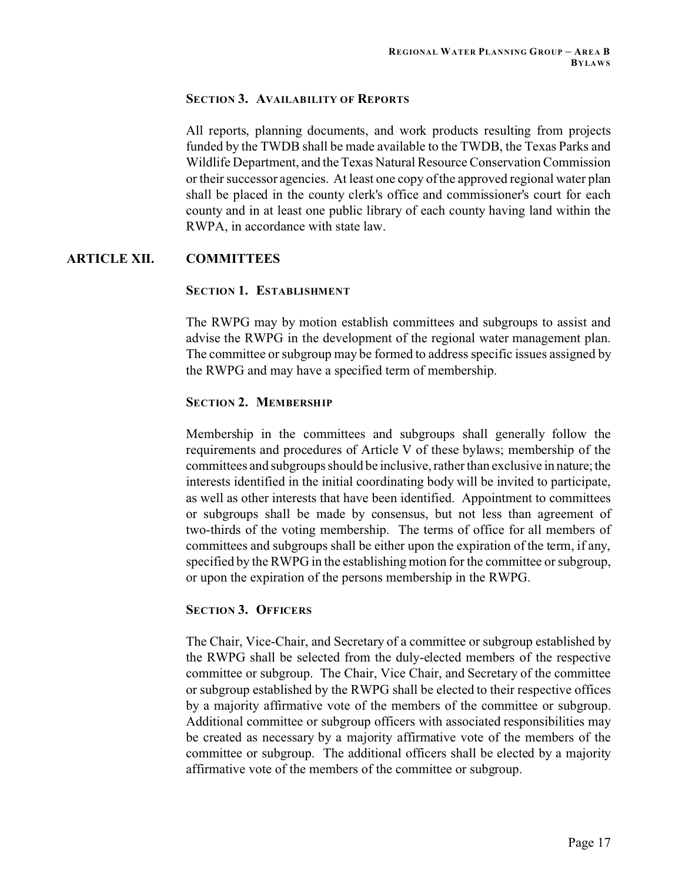**SECTION 3. AVAILABILITY OF REPORTS**

All reports, planning documents, and work products resulting from projects funded by the TWDB shall be made available to the TWDB, the Texas Parks and Wildlife Department, and the Texas Natural Resource Conservation Commission or their successor agencies. At least one copy of the approved regional water plan shall be placed in the county clerk's office and commissioner's court for each county and in at least one public library of each county having land within the RWPA, in accordance with state law.

## ARTICLE XII. COMMITTEES

**SECTION 1. ESTABLISHMENT**

The RWPG may by motion establish committees and subgroups to assist and advise the RWPG in the development of the regional water management plan. The committee or subgroup may be formed to address specific issues assigned by the RWPG and may have a specified term of membership.

**SECTION 2. MEMBERSHIP**

Membership in the committees and subgroups shall generally follow the requirements and procedures of Article V of these bylaws; membership of the committees and subgroups should be inclusive, rather than exclusive in nature; the interests identified in the initial coordinating body will be invited to participate, as well as other interests that have been identified. Appointment to committees or subgroups shall be made by consensus, but not less than agreement of two-thirds of the voting membership. The terms of office for all members of committees and subgroups shall be either upon the expiration of the term, if any, specified by the RWPG in the establishing motion for the committee or subgroup, or upon the expiration of the persons membership in the RWPG.

**SECTION 3. OFFICERS**

The Chair, Vice-Chair, and Secretary of a committee or subgroup established by the RWPG shall be selected from the duly-elected members of the respective committee or subgroup. The Chair, Vice Chair, and Secretary of the committee or subgroup established by the RWPG shall be elected to their respective offices by a majority affirmative vote of the members of the committee or subgroup. Additional committee or subgroup officers with associated responsibilities may be created as necessary by a majority affirmative vote of the members of the committee or subgroup. The additional officers shall be elected by a majority affirmative vote of the members of the committee or subgroup.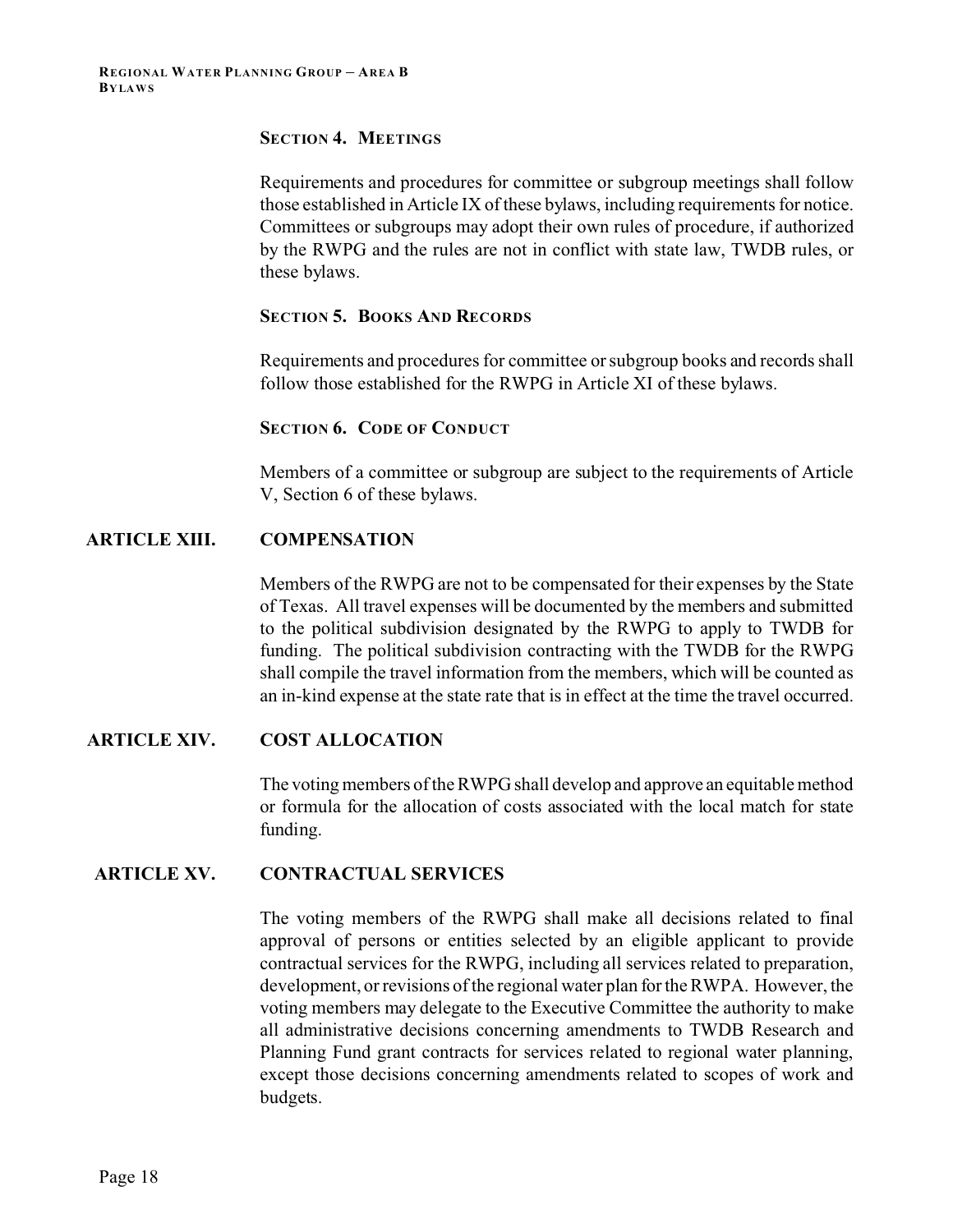### SECTION 4. MEETINGS

Requirements and procedures for committee or subgroup meetings shall follow those established in Article IX of these bylaws, including requirements for notice. Committees or subgroups may adopt their own rules of procedure, if authorized by the RWPG and the rules are not in conflict with state law, TWDB rules, or these bylaws.

### SECTION 5. BOOKS AND RECORDS

Requirements and procedures for committee or subgroup books and records shall follow those established for the RWPG in Article XI of these bylaws.

### SECTION 6. CODE OF CONDUCT

Members of a committee or subgroup are subject to the requirements of Article V, Section 6 of these bylaws.

## ARTICLE XIII. COMPENSATION

Members of the RWPG are not to be compensated for their expenses by the State of Texas. All travel expenses will be documented by the members and submitted to the political subdivision designated by the RWPG to apply to TWDB for funding. The political subdivision contracting with the TWDB for the RWPG shall compile the travel information from the members, which will be counted as an in-kind expense at the state rate that is in effect at the time the travel occurred.

## ARTICLE XIV. COST ALLOCATION

The voting members of the RWPG shall develop and approve an equitable method or formula for the allocation of costs associated with the local match for state funding.

## ARTICLE XV. CONTRACTUAL SERVICES

The voting members of the RWPG shall make all decisions related to final approval of persons or entities selected by an eligible applicant to provide contractual services for the RWPG, including all services related to preparation, development, or revisions of the regional water plan for the RWPA. However, the voting members may delegate to the Executive Committee the authority to make all administrative decisions concerning amendments to TWDB Research and Planning Fund grant contracts for services related to regional water planning, except those decisions concerning amendments related to scopes of work and budgets.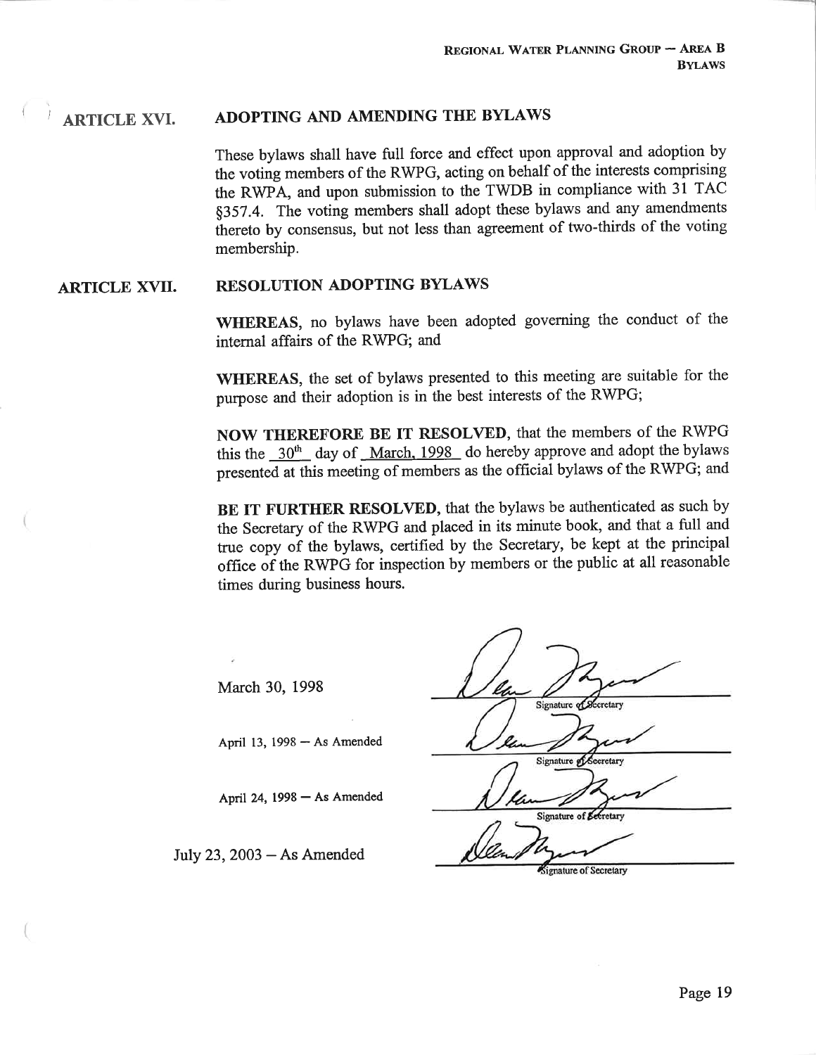## ARTICLE XVI. ADOPTING AND AMENDING THE BYLAWS

These bylaws shall have full force and effect upon approval and adoption by the voting members of the RWPG, acting on behalf of the interests comprising the RWPA, and upon submission to the TWDB in compliance with 31 TAC §357.4. The voting members shall adopt these bylaws and any amendments thereto by consensus, but not less than agreement of two-thirds of the voting membership.

## ARTICLE XVII. RESOLUTION ADOPTING BYLAWS

**WHEREAS**, no bylaws have been adopted governing the conduct of the internal affairs of the RWPG; and

**WHEREAS**, the set of bylaws presented to this meeting are suitable for the purpose and their adoption is in the best interests of the RWPG;

**NOW THEREFORE BE IT RESOLVED**, that the members of the RWPG this the 30th day of March, 1998 do hereby approve and adopt the bylaws presented at this meeting of members as the official bylaws of the RWPG; and

**BE IT FURTHER RESOLVED**, that the bylaws be authenticated as such by the Secretary of the RWPG and placed in its minute book, and that a full and true copy of the bylaws, certified by the Secretary, be kept at the principal office of the RWPG for inspection by members or the public at all reasonable times during business hours.

March 30, 1998 — Signature of Secretary

April 13, 1998 – As Amended — Signature of Secretary

April 24, 1998 – As Amended — Signature of Secretary

July 23, 2003 – As Amended — Signature of Secretary